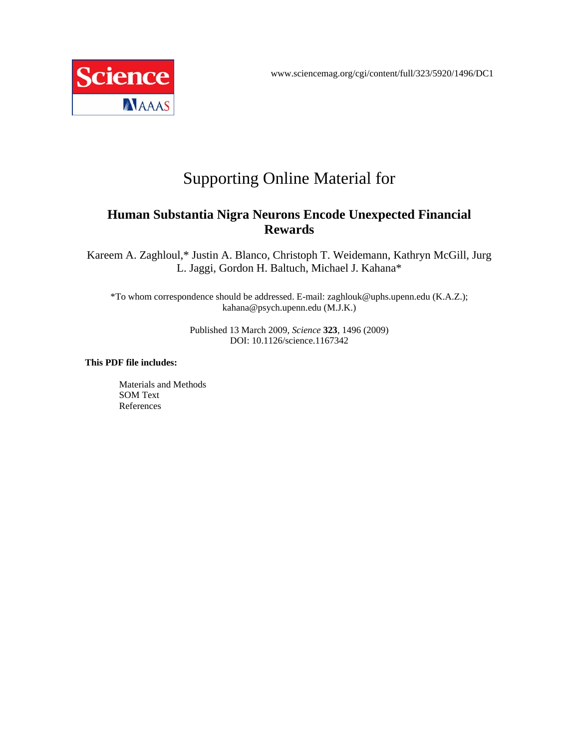www.sciencemag.org/cgi/content/full/323/5920/1496/DC1

# Supporting Online Material for

## Human Substantia Nigra Neurons Encode Unexpected Financial Rewards

Kareem A. Zaghloul,* Justin A. Blanco, Christoph T. Weidemann, Kathryn McGill, Jurg L. Jaggi, Gordon H. Baltuch, Michael J. Kahana*

*To whom correspondence should be addressed. E-mail: zaghlouk@uphs.upenn.edu (K.A.Z.); kahana@psych.upenn.edu (M.J.K.)

Published 13 March 2009, *Science* **323**, 1496 (2009)
DOI: 10.1126/science.1167342

**This PDF file includes:**

Materials and Methods
SOM Text
References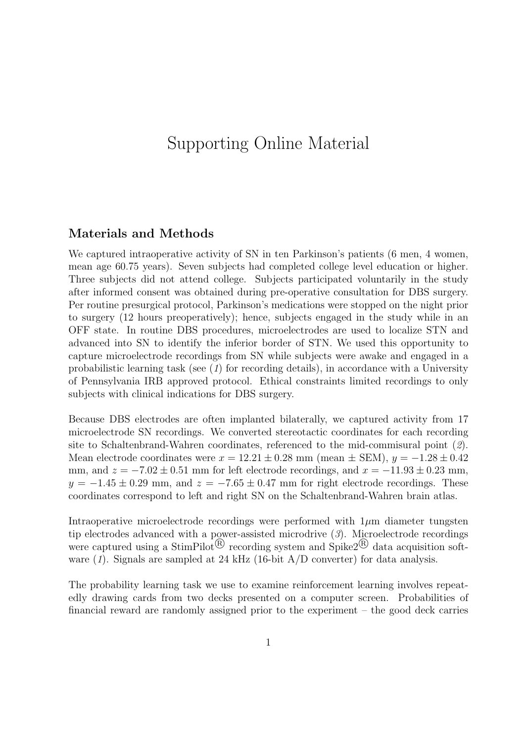# Supporting Online Material

## Materials and Methods

We captured intraoperative activity of SN in ten Parkinson's patients (6 men, 4 women, mean age 60.75 years). Seven subjects had completed college level education or higher. Three subjects did not attend college. Subjects participated voluntarily in the study after informed consent was obtained during pre-operative consultation for DBS surgery. Per routine presurgical protocol, Parkinson's medications were stopped on the night prior to surgery (12 hours preoperatively); hence, subjects engaged in the study while in an OFF state. In routine DBS procedures, microelectrodes are used to localize STN and advanced into SN to identify the inferior border of STN. We used this opportunity to capture microelectrode recordings from SN while subjects were awake and engaged in a probabilistic learning task (see (*1*) for recording details), in accordance with a University of Pennsylvania IRB approved protocol. Ethical constraints limited recordings to only subjects with clinical indications for DBS surgery.

Because DBS electrodes are often implanted bilaterally, we captured activity from 17 microelectrode SN recordings. We converted stereotactic coordinates for each recording site to Schaltenbrand-Wahren coordinates, referenced to the mid-commisural point (*2*). Mean electrode coordinates were $x = 12.21 \pm 0.28$ mm (mean $\pm$ SEM), $y = -1.28 \pm 0.42$ mm, and $z = -7.02 \pm 0.51$ mm for left electrode recordings, and $x = -11.93 \pm 0.23$ mm, $y = -1.45 \pm 0.29$ mm, and $z = -7.65 \pm 0.47$ mm for right electrode recordings. These coordinates correspond to left and right SN on the Schaltenbrand-Wahren brain atlas.

Intraoperative microelectrode recordings were performed with $1\mu$m diameter tungsten tip electrodes advanced with a power-assisted microdrive (*3*). Microelectrode recordings were captured using a StimPilot® recording system and Spike2® data acquisition software (*1*). Signals are sampled at 24 kHz (16-bit A/D converter) for data analysis.

The probability learning task we use to examine reinforcement learning involves repeatedly drawing cards from two decks presented on a computer screen. Probabilities of financial reward are randomly assigned prior to the experiment – the good deck carries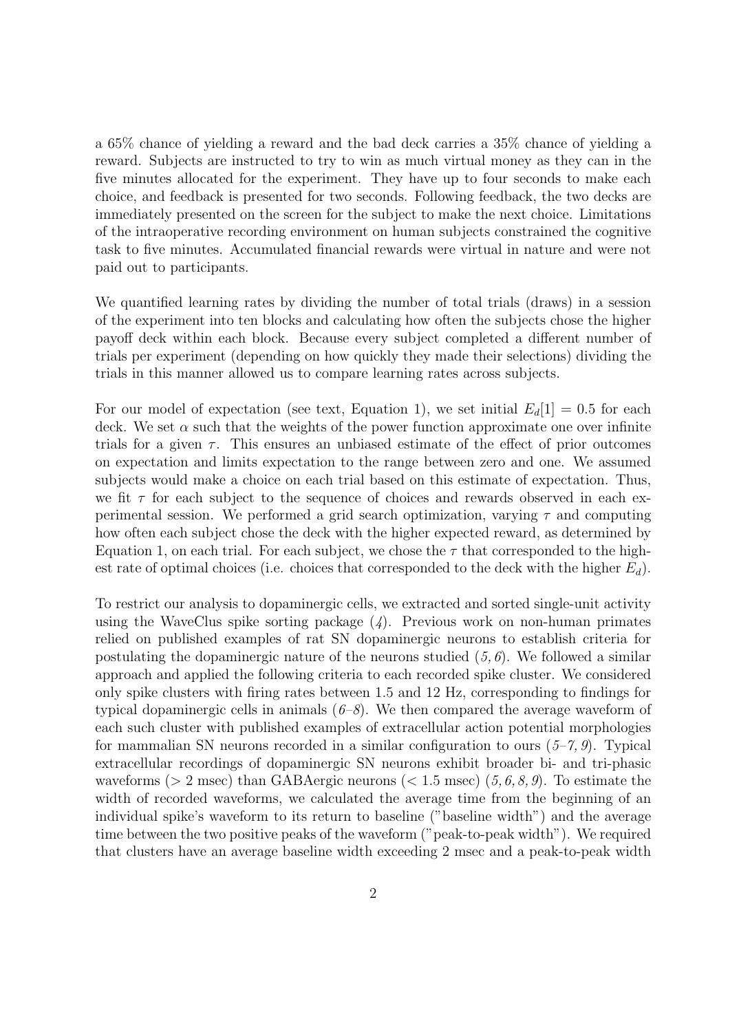a 65% chance of yielding a reward and the bad deck carries a 35% chance of yielding a reward. Subjects are instructed to try to win as much virtual money as they can in the five minutes allocated for the experiment. They have up to four seconds to make each choice, and feedback is presented for two seconds. Following feedback, the two decks are immediately presented on the screen for the subject to make the next choice. Limitations of the intraoperative recording environment on human subjects constrained the cognitive task to five minutes. Accumulated financial rewards were virtual in nature and were not paid out to participants.

We quantified learning rates by dividing the number of total trials (draws) in a session of the experiment into ten blocks and calculating how often the subjects chose the higher payoff deck within each block. Because every subject completed a different number of trials per experiment (depending on how quickly they made their selections) dividing the trials in this manner allowed us to compare learning rates across subjects.

For our model of expectation (see text, Equation 1), we set initial $E_d[1] = 0.5$ for each deck. We set $\alpha$ such that the weights of the power function approximate one over infinite trials for a given $\tau$. This ensures an unbiased estimate of the effect of prior outcomes on expectation and limits expectation to the range between zero and one. We assumed subjects would make a choice on each trial based on this estimate of expectation. Thus, we fit $\tau$ for each subject to the sequence of choices and rewards observed in each experimental session. We performed a grid search optimization, varying $\tau$ and computing how often each subject chose the deck with the higher expected reward, as determined by Equation 1, on each trial. For each subject, we chose the $\tau$ that corresponded to the highest rate of optimal choices (i.e. choices that corresponded to the deck with the higher $E_d$).

To restrict our analysis to dopaminergic cells, we extracted and sorted single-unit activity using the WaveClus spike sorting package (*4*). Previous work on non-human primates relied on published examples of rat SN dopaminergic neurons to establish criteria for postulating the dopaminergic nature of the neurons studied (*5, 6*). We followed a similar approach and applied the following criteria to each recorded spike cluster. We considered only spike clusters with firing rates between 1.5 and 12 Hz, corresponding to findings for typical dopaminergic cells in animals (*6–8*). We then compared the average waveform of each such cluster with published examples of extracellular action potential morphologies for mammalian SN neurons recorded in a similar configuration to ours (*5–7, 9*). Typical extracellular recordings of dopaminergic SN neurons exhibit broader bi- and tri-phasic waveforms ($> 2$ msec) than GABAergic neurons ($< 1.5$ msec) (*5, 6, 8, 9*). To estimate the width of recorded waveforms, we calculated the average time from the beginning of an individual spike's waveform to its return to baseline ("baseline width") and the average time between the two positive peaks of the waveform ("peak-to-peak width"). We required that clusters have an average baseline width exceeding 2 msec and a peak-to-peak width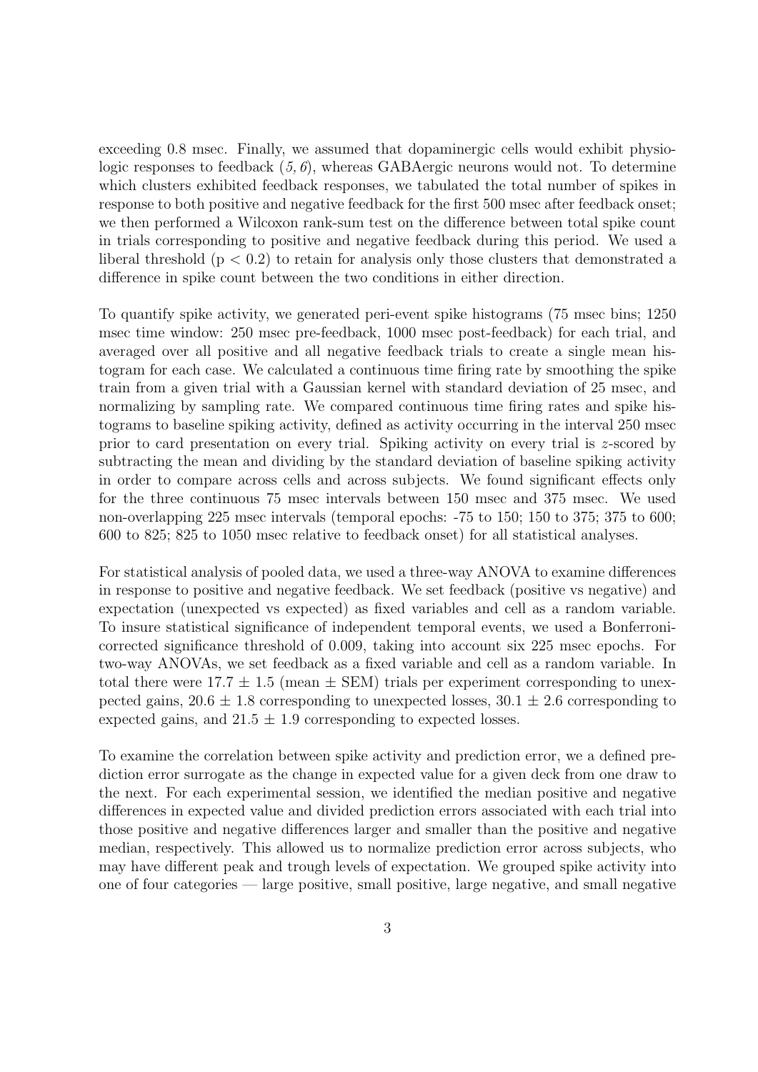exceeding 0.8 msec. Finally, we assumed that dopaminergic cells would exhibit physiologic responses to feedback (*5, 6*), whereas GABAergic neurons would not. To determine which clusters exhibited feedback responses, we tabulated the total number of spikes in response to both positive and negative feedback for the first 500 msec after feedback onset; we then performed a Wilcoxon rank-sum test on the difference between total spike count in trials corresponding to positive and negative feedback during this period. We used a liberal threshold ($p < 0.2$) to retain for analysis only those clusters that demonstrated a difference in spike count between the two conditions in either direction.

To quantify spike activity, we generated peri-event spike histograms (75 msec bins; 1250 msec time window: 250 msec pre-feedback, 1000 msec post-feedback) for each trial, and averaged over all positive and all negative feedback trials to create a single mean histogram for each case. We calculated a continuous time firing rate by smoothing the spike train from a given trial with a Gaussian kernel with standard deviation of 25 msec, and normalizing by sampling rate. We compared continuous time firing rates and spike histograms to baseline spiking activity, defined as activity occurring in the interval 250 msec prior to card presentation on every trial. Spiking activity on every trial is $z$-scored by subtracting the mean and dividing by the standard deviation of baseline spiking activity in order to compare across cells and across subjects. We found significant effects only for the three continuous 75 msec intervals between 150 msec and 375 msec. We used non-overlapping 225 msec intervals (temporal epochs: -75 to 150; 150 to 375; 375 to 600; 600 to 825; 825 to 1050 msec relative to feedback onset) for all statistical analyses.

For statistical analysis of pooled data, we used a three-way ANOVA to examine differences in response to positive and negative feedback. We set feedback (positive vs negative) and expectation (unexpected vs expected) as fixed variables and cell as a random variable. To insure statistical significance of independent temporal events, we used a Bonferroni-corrected significance threshold of 0.009, taking into account six 225 msec epochs. For two-way ANOVAs, we set feedback as a fixed variable and cell as a random variable. In total there were $17.7 \pm 1.5$ (mean $\pm$ SEM) trials per experiment corresponding to unexpected gains, $20.6 \pm 1.8$ corresponding to unexpected losses, $30.1 \pm 2.6$ corresponding to expected gains, and $21.5 \pm 1.9$ corresponding to expected losses.

To examine the correlation between spike activity and prediction error, we a defined prediction error surrogate as the change in expected value for a given deck from one draw to the next. For each experimental session, we identified the median positive and negative differences in expected value and divided prediction errors associated with each trial into those positive and negative differences larger and smaller than the positive and negative median, respectively. This allowed us to normalize prediction error across subjects, who may have different peak and trough levels of expectation. We grouped spike activity into one of four categories — large positive, small positive, large negative, and small negative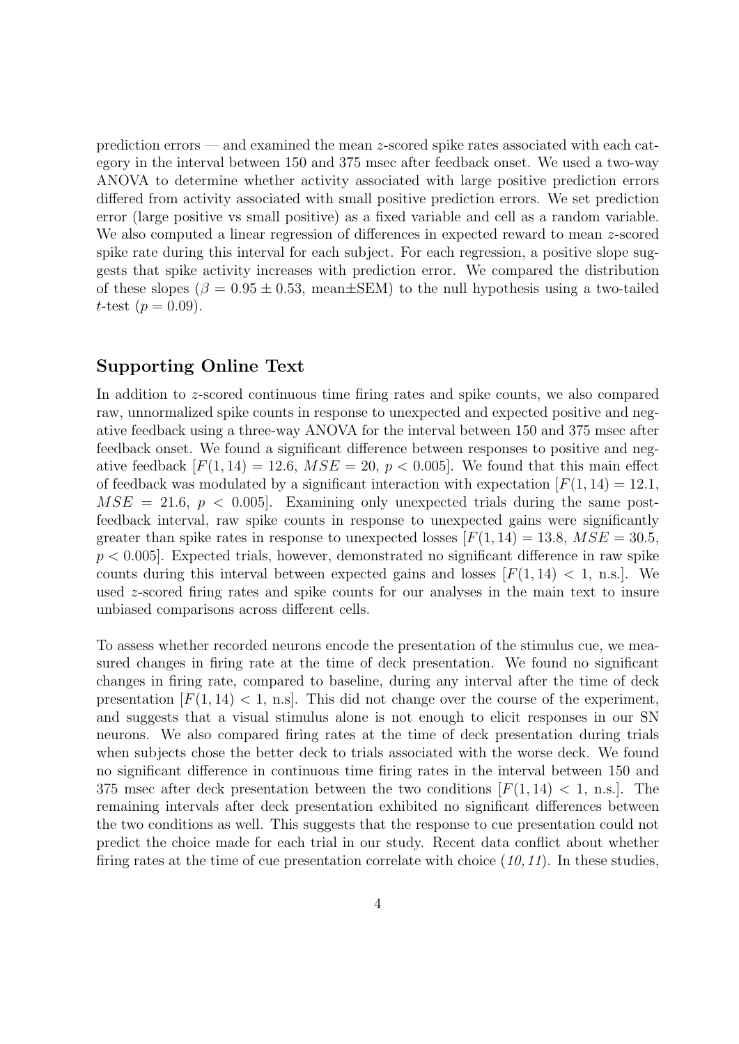prediction errors — and examined the mean $z$-scored spike rates associated with each category in the interval between 150 and 375 msec after feedback onset. We used a two-way ANOVA to determine whether activity associated with large positive prediction errors differed from activity associated with small positive prediction errors. We set prediction error (large positive vs small positive) as a fixed variable and cell as a random variable. We also computed a linear regression of differences in expected reward to mean $z$-scored spike rate during this interval for each subject. For each regression, a positive slope suggests that spike activity increases with prediction error. We compared the distribution of these slopes ($\beta = 0.95 \pm 0.53$, mean$\pm$SEM) to the null hypothesis using a two-tailed $t$-test ($p = 0.09$).

## Supporting Online Text

In addition to $z$-scored continuous time firing rates and spike counts, we also compared raw, unnormalized spike counts in response to unexpected and expected positive and negative feedback using a three-way ANOVA for the interval between 150 and 375 msec after feedback onset. We found a significant difference between responses to positive and negative feedback [$F(1, 14) = 12.6$, $MSE = 20$, $p < 0.005$]. We found that this main effect of feedback was modulated by a significant interaction with expectation [$F(1, 14) = 12.1$, $MSE = 21.6$, $p < 0.005$]. Examining only unexpected trials during the same post-feedback interval, raw spike counts in response to unexpected gains were significantly greater than spike rates in response to unexpected losses [$F(1, 14) = 13.8$, $MSE = 30.5$, $p < 0.005$]. Expected trials, however, demonstrated no significant difference in raw spike counts during this interval between expected gains and losses [$F(1, 14) < 1$, n.s.]. We used $z$-scored firing rates and spike counts for our analyses in the main text to insure unbiased comparisons across different cells.

To assess whether recorded neurons encode the presentation of the stimulus cue, we measured changes in firing rate at the time of deck presentation. We found no significant changes in firing rate, compared to baseline, during any interval after the time of deck presentation [$F(1, 14) < 1$, n.s]. This did not change over the course of the experiment, and suggests that a visual stimulus alone is not enough to elicit responses in our SN neurons. We also compared firing rates at the time of deck presentation during trials when subjects chose the better deck to trials associated with the worse deck. We found no significant difference in continuous time firing rates in the interval between 150 and 375 msec after deck presentation between the two conditions [$F(1, 14) < 1$, n.s.]. The remaining intervals after deck presentation exhibited no significant differences between the two conditions as well. This suggests that the response to cue presentation could not predict the choice made for each trial in our study. Recent data conflict about whether firing rates at the time of cue presentation correlate with choice (*10, 11*). In these studies,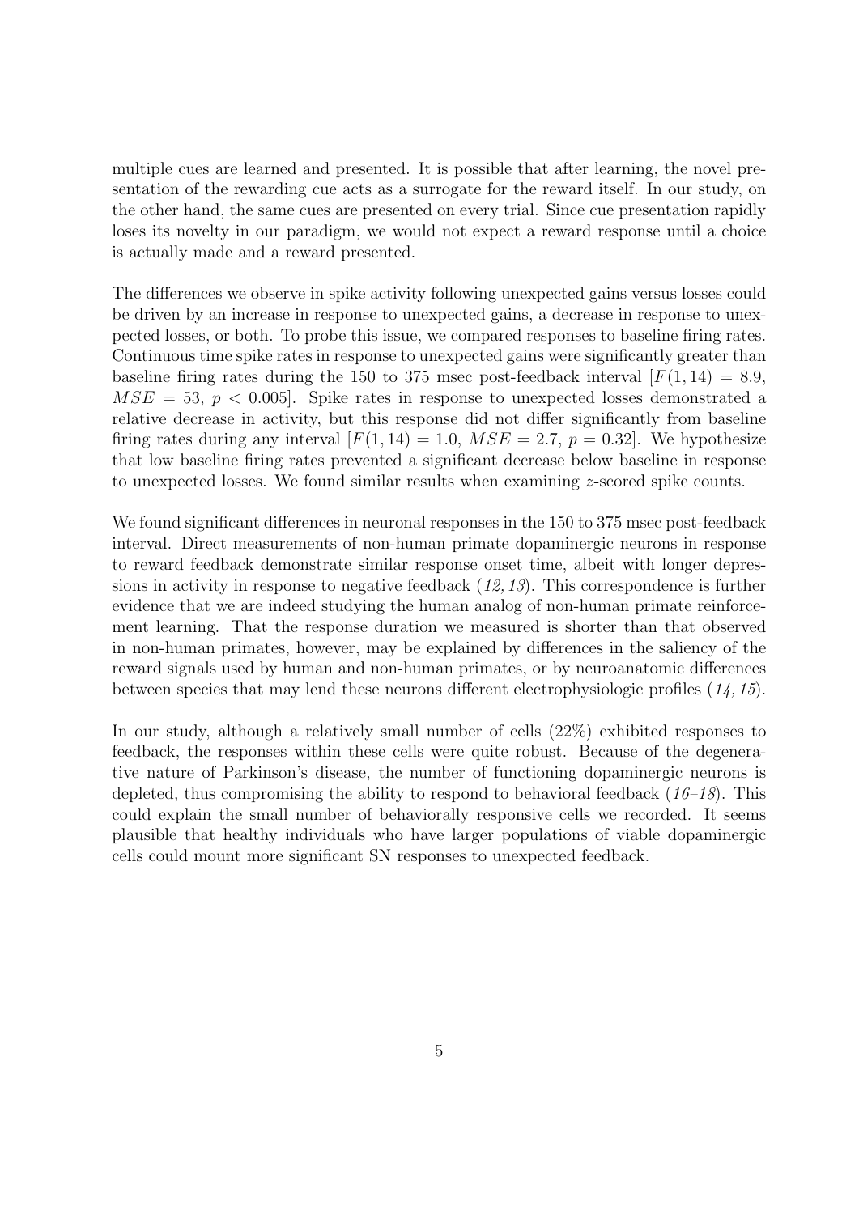multiple cues are learned and presented. It is possible that after learning, the novel presentation of the rewarding cue acts as a surrogate for the reward itself. In our study, on the other hand, the same cues are presented on every trial. Since cue presentation rapidly loses its novelty in our paradigm, we would not expect a reward response until a choice is actually made and a reward presented.

The differences we observe in spike activity following unexpected gains versus losses could be driven by an increase in response to unexpected gains, a decrease in response to unexpected losses, or both. To probe this issue, we compared responses to baseline firing rates. Continuous time spike rates in response to unexpected gains were significantly greater than baseline firing rates during the 150 to 375 msec post-feedback interval [$F(1, 14) = 8.9$, $MSE = 53$, $p < 0.005$]. Spike rates in response to unexpected losses demonstrated a relative decrease in activity, but this response did not differ significantly from baseline firing rates during any interval [$F(1, 14) = 1.0$, $MSE = 2.7$, $p = 0.32$]. We hypothesize that low baseline firing rates prevented a significant decrease below baseline in response to unexpected losses. We found similar results when examining $z$-scored spike counts.

We found significant differences in neuronal responses in the 150 to 375 msec post-feedback interval. Direct measurements of non-human primate dopaminergic neurons in response to reward feedback demonstrate similar response onset time, albeit with longer depressions in activity in response to negative feedback (*12, 13*). This correspondence is further evidence that we are indeed studying the human analog of non-human primate reinforcement learning. That the response duration we measured is shorter than that observed in non-human primates, however, may be explained by differences in the saliency of the reward signals used by human and non-human primates, or by neuroanatomic differences between species that may lend these neurons different electrophysiologic profiles (*14, 15*).

In our study, although a relatively small number of cells (22%) exhibited responses to feedback, the responses within these cells were quite robust. Because of the degenerative nature of Parkinson's disease, the number of functioning dopaminergic neurons is depleted, thus compromising the ability to respond to behavioral feedback (*16–18*). This could explain the small number of behaviorally responsive cells we recorded. It seems plausible that healthy individuals who have larger populations of viable dopaminergic cells could mount more significant SN responses to unexpected feedback.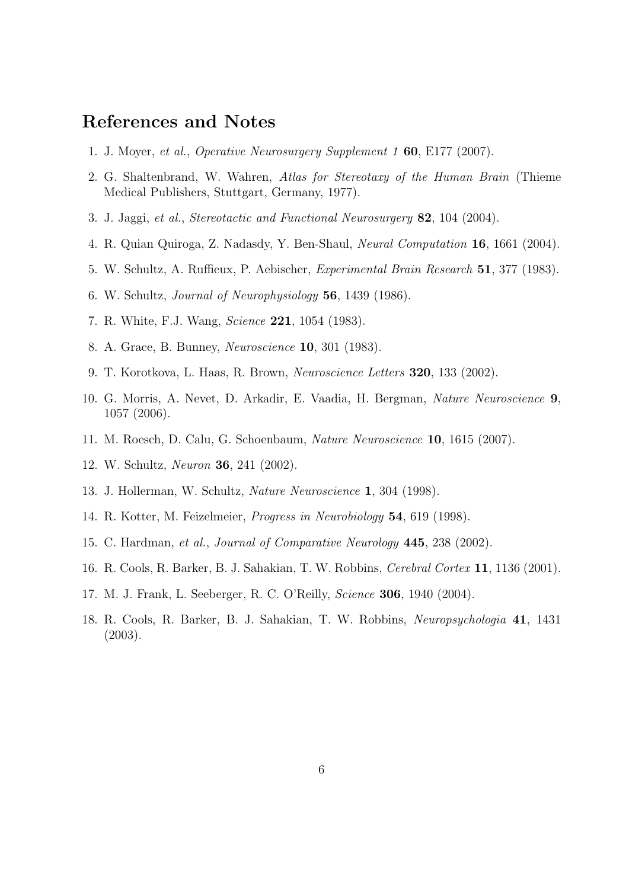## References and Notes

1. J. Moyer, *et al.*, *Operative Neurosurgery Supplement 1* **60**, E177 (2007).
2. G. Shaltenbrand, W. Wahren, *Atlas for Stereotaxy of the Human Brain* (Thieme Medical Publishers, Stuttgart, Germany, 1977).
3. J. Jaggi, *et al.*, *Stereotactic and Functional Neurosurgery* **82**, 104 (2004).
4. R. Quian Quiroga, Z. Nadasdy, Y. Ben-Shaul, *Neural Computation* **16**, 1661 (2004).
5. W. Schultz, A. Ruffieux, P. Aebischer, *Experimental Brain Research* **51**, 377 (1983).
6. W. Schultz, *Journal of Neurophysiology* **56**, 1439 (1986).
7. R. White, F.J. Wang, *Science* **221**, 1054 (1983).
8. A. Grace, B. Bunney, *Neuroscience* **10**, 301 (1983).
9. T. Korotkova, L. Haas, R. Brown, *Neuroscience Letters* **320**, 133 (2002).
10. G. Morris, A. Nevet, D. Arkadir, E. Vaadia, H. Bergman, *Nature Neuroscience* **9**, 1057 (2006).
11. M. Roesch, D. Calu, G. Schoenbaum, *Nature Neuroscience* **10**, 1615 (2007).
12. W. Schultz, *Neuron* **36**, 241 (2002).
13. J. Hollerman, W. Schultz, *Nature Neuroscience* **1**, 304 (1998).
14. R. Kotter, M. Feizelmeier, *Progress in Neurobiology* **54**, 619 (1998).
15. C. Hardman, *et al.*, *Journal of Comparative Neurology* **445**, 238 (2002).
16. R. Cools, R. Barker, B. J. Sahakian, T. W. Robbins, *Cerebral Cortex* **11**, 1136 (2001).
17. M. J. Frank, L. Seeberger, R. C. O'Reilly, *Science* **306**, 1940 (2004).
18. R. Cools, R. Barker, B. J. Sahakian, T. W. Robbins, *Neuropsychologia* **41**, 1431 (2003).